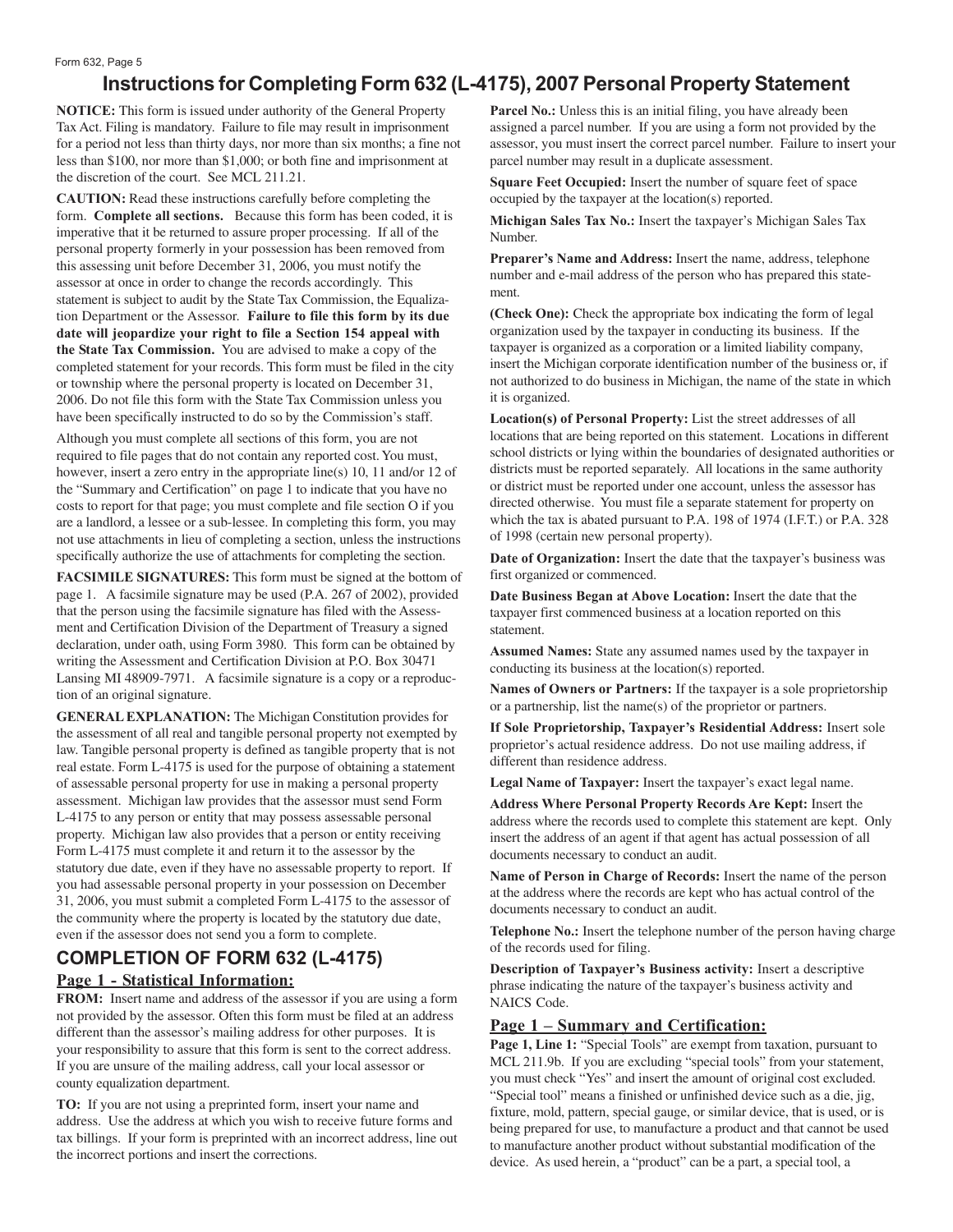# Instructions for Completing Form 632 (L-4175), 2007 Personal Property Statement

**NOTICE:** This form is issued under authority of the General Property Tax Act. Filing is mandatory. Failure to file may result in imprisonment for a period not less than thirty days, nor more than six months; a fine not less than $100, nor more than $1,000; or both fine and imprisonment at the discretion of the court. See MCL 211.21.

**CAUTION:** Read these instructions carefully before completing the form. **Complete all sections.** Because this form has been coded, it is imperative that it be returned to assure proper processing. If all of the personal property formerly in your possession has been removed from this assessing unit before December 31, 2006, you must notify the assessor at once in order to change the records accordingly. This statement is subject to audit by the State Tax Commission, the Equalization Department or the Assessor. **Failure to file this form by its due date will jeopardize your right to file a Section 154 appeal with the State Tax Commission.** You are advised to make a copy of the completed statement for your records. This form must be filed in the city or township where the personal property is located on December 31, 2006. Do not file this form with the State Tax Commission unless you have been specifically instructed to do so by the Commission's staff.

Although you must complete all sections of this form, you are not required to file pages that do not contain any reported cost. You must, however, insert a zero entry in the appropriate line(s) 10, 11 and/or 12 of the "Summary and Certification" on page 1 to indicate that you have no costs to report for that page; you must complete and file section O if you are a landlord, a lessee or a sub-lessee. In completing this form, you may not use attachments in lieu of completing a section, unless the instructions specifically authorize the use of attachments for completing the section.

**FACSIMILE SIGNATURES:** This form must be signed at the bottom of page 1. A facsimile signature may be used (P.A. 267 of 2002), provided that the person using the facsimile signature has filed with the Assessment and Certification Division of the Department of Treasury a signed declaration, under oath, using Form 3980. This form can be obtained by writing the Assessment and Certification Division at P.O. Box 30471 Lansing MI 48909-7971. A facsimile signature is a copy or a reproduction of an original signature.

**GENERAL EXPLANATION:** The Michigan Constitution provides for the assessment of all real and tangible personal property not exempted by law. Tangible personal property is defined as tangible property that is not real estate. Form L-4175 is used for the purpose of obtaining a statement of assessable personal property for use in making a personal property assessment. Michigan law provides that the assessor must send Form L-4175 to any person or entity that may possess assessable personal property. Michigan law also provides that a person or entity receiving Form L-4175 must complete it and return it to the assessor by the statutory due date, even if they have no assessable property to report. If you had assessable personal property in your possession on December 31, 2006, you must submit a completed Form L-4175 to the assessor of the community where the property is located by the statutory due date, even if the assessor does not send you a form to complete.

## COMPLETION OF FORM 632 (L-4175)

### Page 1 - Statistical Information:

**FROM:** Insert name and address of the assessor if you are using a form not provided by the assessor. Often this form must be filed at an address different than the assessor's mailing address for other purposes. It is your responsibility to assure that this form is sent to the correct address. If you are unsure of the mailing address, call your local assessor or county equalization department.

**TO:** If you are not using a preprinted form, insert your name and address. Use the address at which you wish to receive future forms and tax billings. If your form is preprinted with an incorrect address, line out the incorrect portions and insert the corrections.

**Parcel No.:** Unless this is an initial filing, you have already been assigned a parcel number. If you are using a form not provided by the assessor, you must insert the correct parcel number. Failure to insert your parcel number may result in a duplicate assessment.

**Square Feet Occupied:** Insert the number of square feet of space occupied by the taxpayer at the location(s) reported.

**Michigan Sales Tax No.:** Insert the taxpayer's Michigan Sales Tax Number.

**Preparer's Name and Address:** Insert the name, address, telephone number and e-mail address of the person who has prepared this statement.

**(Check One):** Check the appropriate box indicating the form of legal organization used by the taxpayer in conducting its business. If the taxpayer is organized as a corporation or a limited liability company, insert the Michigan corporate identification number of the business or, if not authorized to do business in Michigan, the name of the state in which it is organized.

**Location(s) of Personal Property:** List the street addresses of all locations that are being reported on this statement. Locations in different school districts or lying within the boundaries of designated authorities or districts must be reported separately. All locations in the same authority or district must be reported under one account, unless the assessor has directed otherwise. You must file a separate statement for property on which the tax is abated pursuant to P.A. 198 of 1974 (I.F.T.) or P.A. 328 of 1998 (certain new personal property).

**Date of Organization:** Insert the date that the taxpayer's business was first organized or commenced.

**Date Business Began at Above Location:** Insert the date that the taxpayer first commenced business at a location reported on this statement.

**Assumed Names:** State any assumed names used by the taxpayer in conducting its business at the location(s) reported.

**Names of Owners or Partners:** If the taxpayer is a sole proprietorship or a partnership, list the name(s) of the proprietor or partners.

**If Sole Proprietorship, Taxpayer's Residential Address:** Insert sole proprietor's actual residence address. Do not use mailing address, if different than residence address.

**Legal Name of Taxpayer:** Insert the taxpayer's exact legal name.

**Address Where Personal Property Records Are Kept:** Insert the address where the records used to complete this statement are kept. Only insert the address of an agent if that agent has actual possession of all documents necessary to conduct an audit.

**Name of Person in Charge of Records:** Insert the name of the person at the address where the records are kept who has actual control of the documents necessary to conduct an audit.

**Telephone No.:** Insert the telephone number of the person having charge of the records used for filing.

**Description of Taxpayer's Business activity:** Insert a descriptive phrase indicating the nature of the taxpayer's business activity and NAICS Code.

### Page 1 – Summary and Certification:

**Page 1, Line 1:** "Special Tools" are exempt from taxation, pursuant to MCL 211.9b. If you are excluding "special tools" from your statement, you must check "Yes" and insert the amount of original cost excluded. "Special tool" means a finished or unfinished device such as a die, jig, fixture, mold, pattern, special gauge, or similar device, that is used, or is being prepared for use, to manufacture a product and that cannot be used to manufacture another product without substantial modification of the device. As used herein, a "product" can be a part, a special tool, a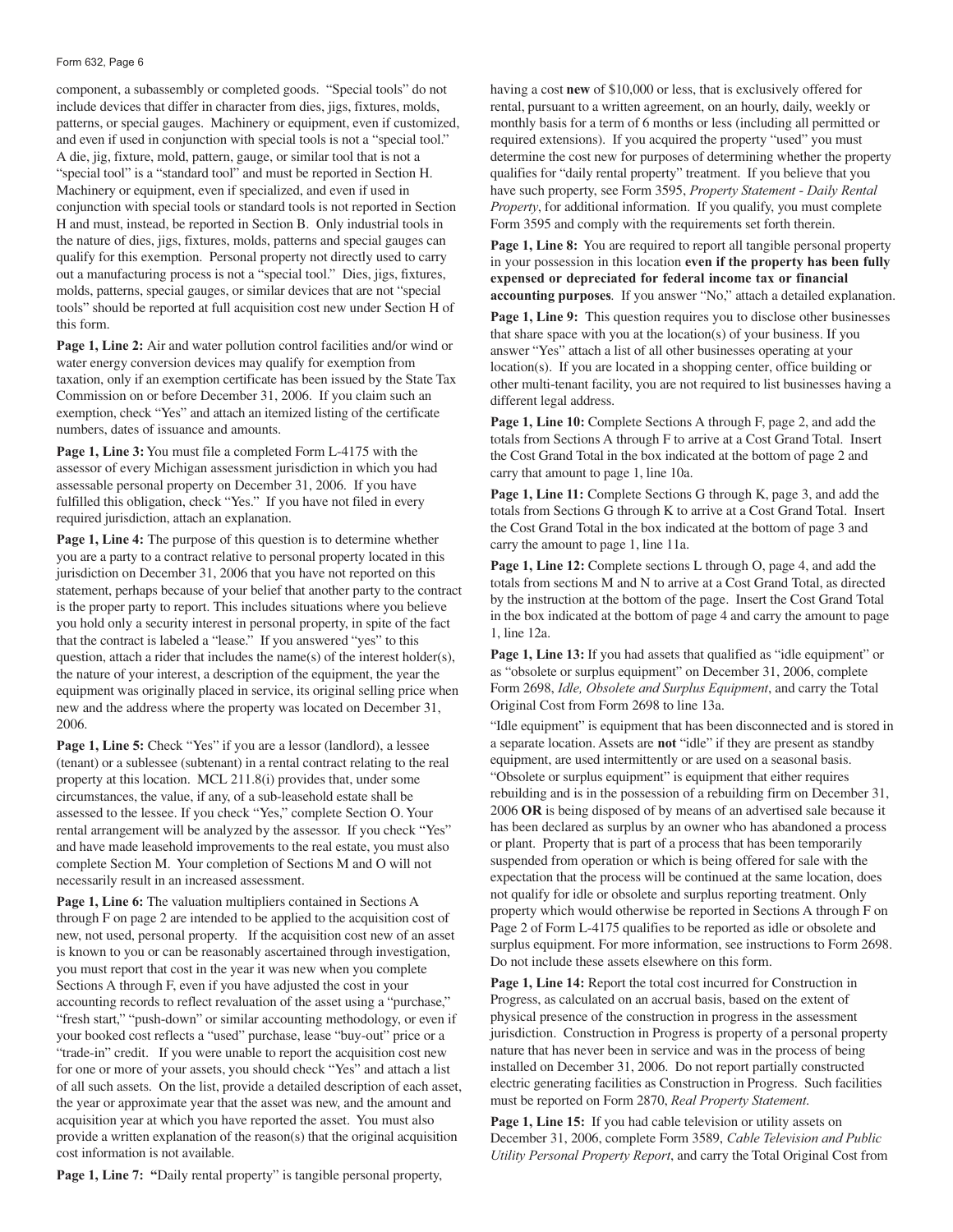component, a subassembly or completed goods. "Special tools" do not include devices that differ in character from dies, jigs, fixtures, molds, patterns, or special gauges. Machinery or equipment, even if customized, and even if used in conjunction with special tools is not a "special tool." A die, jig, fixture, mold, pattern, gauge, or similar tool that is not a "special tool" is a "standard tool" and must be reported in Section H. Machinery or equipment, even if specialized, and even if used in conjunction with special tools or standard tools is not reported in Section H and must, instead, be reported in Section B. Only industrial tools in the nature of dies, jigs, fixtures, molds, patterns and special gauges can qualify for this exemption. Personal property not directly used to carry out a manufacturing process is not a "special tool." Dies, jigs, fixtures, molds, patterns, special gauges, or similar devices that are not "special tools" should be reported at full acquisition cost new under Section H of this form.

**Page 1, Line 2:** Air and water pollution control facilities and/or wind or water energy conversion devices may qualify for exemption from taxation, only if an exemption certificate has been issued by the State Tax Commission on or before December 31, 2006. If you claim such an exemption, check "Yes" and attach an itemized listing of the certificate numbers, dates of issuance and amounts.

**Page 1, Line 3:** You must file a completed Form L-4175 with the assessor of every Michigan assessment jurisdiction in which you had assessable personal property on December 31, 2006. If you have fulfilled this obligation, check "Yes." If you have not filed in every required jurisdiction, attach an explanation.

**Page 1, Line 4:** The purpose of this question is to determine whether you are a party to a contract relative to personal property located in this jurisdiction on December 31, 2006 that you have not reported on this statement, perhaps because of your belief that another party to the contract is the proper party to report. This includes situations where you believe you hold only a security interest in personal property, in spite of the fact that the contract is labeled a "lease." If you answered "yes" to this question, attach a rider that includes the name(s) of the interest holder(s), the nature of your interest, a description of the equipment, the year the equipment was originally placed in service, its original selling price when new and the address where the property was located on December 31, 2006.

**Page 1, Line 5:** Check "Yes" if you are a lessor (landlord), a lessee (tenant) or a sublessee (subtenant) in a rental contract relating to the real property at this location. MCL 211.8(i) provides that, under some circumstances, the value, if any, of a sub-leasehold estate shall be assessed to the lessee. If you check "Yes," complete Section O. Your rental arrangement will be analyzed by the assessor. If you check "Yes" and have made leasehold improvements to the real estate, you must also complete Section M. Your completion of Sections M and O will not necessarily result in an increased assessment.

**Page 1, Line 6:** The valuation multipliers contained in Sections A through F on page 2 are intended to be applied to the acquisition cost of new, not used, personal property. If the acquisition cost new of an asset is known to you or can be reasonably ascertained through investigation, you must report that cost in the year it was new when you complete Sections A through F, even if you have adjusted the cost in your accounting records to reflect revaluation of the asset using a "purchase," "fresh start," "push-down" or similar accounting methodology, or even if your booked cost reflects a "used" purchase, lease "buy-out" price or a "trade-in" credit. If you were unable to report the acquisition cost new for one or more of your assets, you should check "Yes" and attach a list of all such assets. On the list, provide a detailed description of each asset, the year or approximate year that the asset was new, and the amount and acquisition year at which you have reported the asset. You must also provide a written explanation of the reason(s) that the original acquisition cost information is not available.

**Page 1, Line 7:** "Daily rental property" is tangible personal property, having a cost **new** of $10,000 or less, that is exclusively offered for rental, pursuant to a written agreement, on an hourly, daily, weekly or monthly basis for a term of 6 months or less (including all permitted or required extensions). If you acquired the property "used" you must determine the cost new for purposes of determining whether the property qualifies for "daily rental property" treatment. If you believe that you have such property, see Form 3595, *Property Statement - Daily Rental Property*, for additional information. If you qualify, you must complete Form 3595 and comply with the requirements set forth therein.

**Page 1, Line 8:** You are required to report all tangible personal property in your possession in this location **even if the property has been fully expensed or depreciated for federal income tax or financial accounting purposes**. If you answer "No," attach a detailed explanation.

**Page 1, Line 9:** This question requires you to disclose other businesses that share space with you at the location(s) of your business. If you answer "Yes" attach a list of all other businesses operating at your location(s). If you are located in a shopping center, office building or other multi-tenant facility, you are not required to list businesses having a different legal address.

**Page 1, Line 10:** Complete Sections A through F, page 2, and add the totals from Sections A through F to arrive at a Cost Grand Total. Insert the Cost Grand Total in the box indicated at the bottom of page 2 and carry that amount to page 1, line 10a.

**Page 1, Line 11:** Complete Sections G through K, page 3, and add the totals from Sections G through K to arrive at a Cost Grand Total. Insert the Cost Grand Total in the box indicated at the bottom of page 3 and carry the amount to page 1, line 11a.

**Page 1, Line 12:** Complete sections L through O, page 4, and add the totals from sections M and N to arrive at a Cost Grand Total, as directed by the instruction at the bottom of the page. Insert the Cost Grand Total in the box indicated at the bottom of page 4 and carry the amount to page 1, line 12a.

**Page 1, Line 13:** If you had assets that qualified as "idle equipment" or as "obsolete or surplus equipment" on December 31, 2006, complete Form 2698, *Idle, Obsolete and Surplus Equipment*, and carry the Total Original Cost from Form 2698 to line 13a.

"Idle equipment" is equipment that has been disconnected and is stored in a separate location. Assets are **not** "idle" if they are present as standby equipment, are used intermittently or are used on a seasonal basis. "Obsolete or surplus equipment" is equipment that either requires rebuilding and is in the possession of a rebuilding firm on December 31, 2006 **OR** is being disposed of by means of an advertised sale because it has been declared as surplus by an owner who has abandoned a process or plant. Property that is part of a process that has been temporarily suspended from operation or which is being offered for sale with the expectation that the process will be continued at the same location, does not qualify for idle or obsolete and surplus reporting treatment. Only property which would otherwise be reported in Sections A through F on Page 2 of Form L-4175 qualifies to be reported as idle or obsolete and surplus equipment. For more information, see instructions to Form 2698. Do not include these assets elsewhere on this form.

**Page 1, Line 14:** Report the total cost incurred for Construction in Progress, as calculated on an accrual basis, based on the extent of physical presence of the construction in progress in the assessment jurisdiction. Construction in Progress is property of a personal property nature that has never been in service and was in the process of being installed on December 31, 2006. Do not report partially constructed electric generating facilities as Construction in Progress. Such facilities must be reported on Form 2870, *Real Property Statement*.

**Page 1, Line 15:** If you had cable television or utility assets on December 31, 2006, complete Form 3589, *Cable Television and Public Utility Personal Property Report*, and carry the Total Original Cost from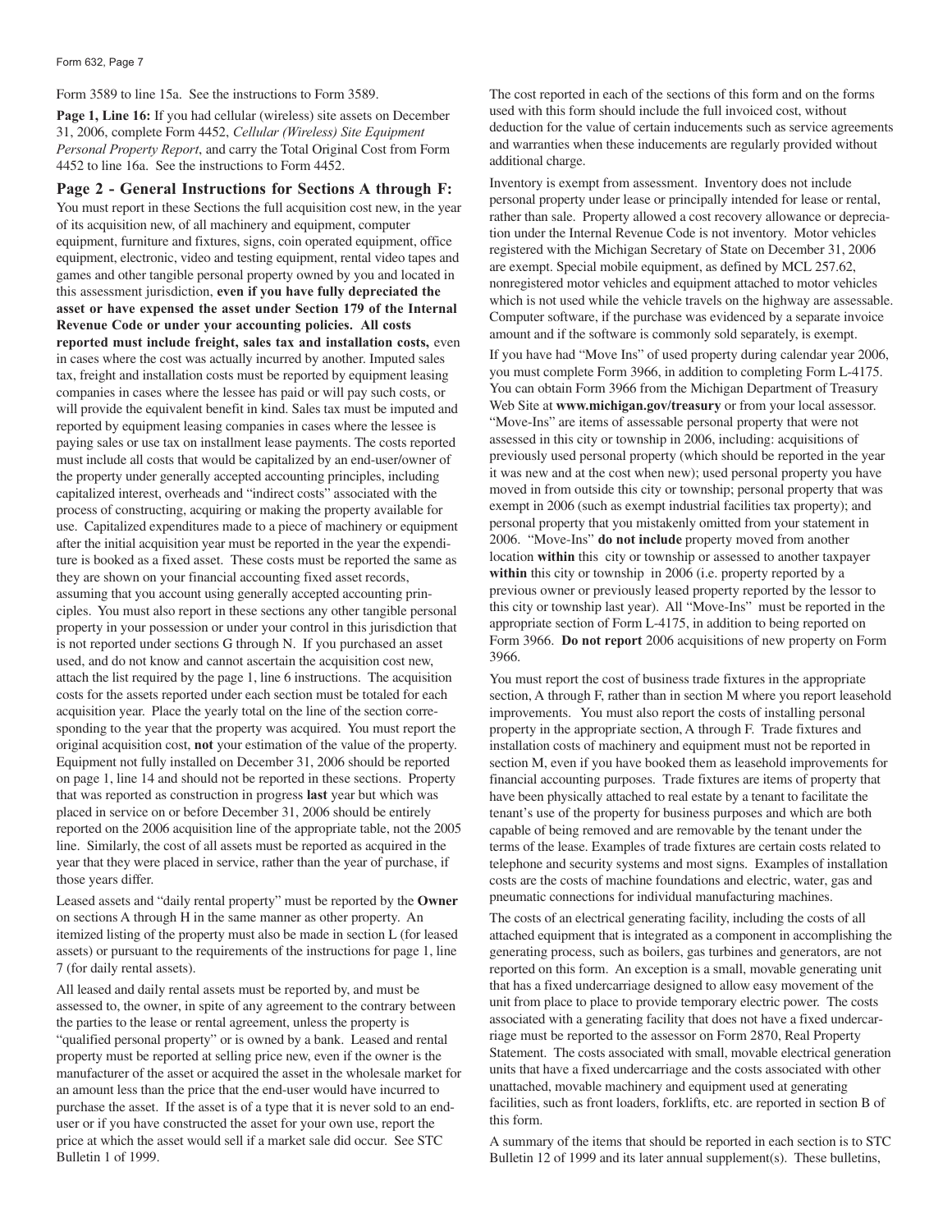Form 3589 to line 15a. See the instructions to Form 3589.

**Page 1, Line 16:** If you had cellular (wireless) site assets on December 31, 2006, complete Form 4452, *Cellular (Wireless) Site Equipment Personal Property Report*, and carry the Total Original Cost from Form 4452 to line 16a. See the instructions to Form 4452.

## Page 2 - General Instructions for Sections A through F:

You must report in these Sections the full acquisition cost new, in the year of its acquisition new, of all machinery and equipment, computer equipment, furniture and fixtures, signs, coin operated equipment, office equipment, electronic, video and testing equipment, rental video tapes and games and other tangible personal property owned by you and located in this assessment jurisdiction, **even if you have fully depreciated the asset or have expensed the asset under Section 179 of the Internal Revenue Code or under your accounting policies. All costs reported must include freight, sales tax and installation costs,** even in cases where the cost was actually incurred by another. Imputed sales tax, freight and installation costs must be reported by equipment leasing companies in cases where the lessee has paid or will pay such costs, or will provide the equivalent benefit in kind. Sales tax must be imputed and reported by equipment leasing companies in cases where the lessee is paying sales or use tax on installment lease payments. The costs reported must include all costs that would be capitalized by an end-user/owner of the property under generally accepted accounting principles, including capitalized interest, overheads and "indirect costs" associated with the process of constructing, acquiring or making the property available for use. Capitalized expenditures made to a piece of machinery or equipment after the initial acquisition year must be reported in the year the expenditure is booked as a fixed asset. These costs must be reported the same as they are shown on your financial accounting fixed asset records, assuming that you account using generally accepted accounting principles. You must also report in these sections any other tangible personal property in your possession or under your control in this jurisdiction that is not reported under sections G through N. If you purchased an asset used, and do not know and cannot ascertain the acquisition cost new, attach the list required by the page 1, line 6 instructions. The acquisition costs for the assets reported under each section must be totaled for each acquisition year. Place the yearly total on the line of the section corresponding to the year that the property was acquired. You must report the original acquisition cost, **not** your estimation of the value of the property. Equipment not fully installed on December 31, 2006 should be reported on page 1, line 14 and should not be reported in these sections. Property that was reported as construction in progress **last** year but which was placed in service on or before December 31, 2006 should be entirely reported on the 2006 acquisition line of the appropriate table, not the 2005 line. Similarly, the cost of all assets must be reported as acquired in the year that they were placed in service, rather than the year of purchase, if those years differ.

Leased assets and "daily rental property" must be reported by the **Owner** on sections A through H in the same manner as other property. An itemized listing of the property must also be made in section L (for leased assets) or pursuant to the requirements of the instructions for page 1, line 7 (for daily rental assets).

All leased and daily rental assets must be reported by, and must be assessed to, the owner, in spite of any agreement to the contrary between the parties to the lease or rental agreement, unless the property is "qualified personal property" or is owned by a bank. Leased and rental property must be reported at selling price new, even if the owner is the manufacturer of the asset or acquired the asset in the wholesale market for an amount less than the price that the end-user would have incurred to purchase the asset. If the asset is of a type that it is never sold to an end-user or if you have constructed the asset for your own use, report the price at which the asset would sell if a market sale did occur. See STC Bulletin 1 of 1999.

The cost reported in each of the sections of this form and on the forms used with this form should include the full invoiced cost, without deduction for the value of certain inducements such as service agreements and warranties when these inducements are regularly provided without additional charge.

Inventory is exempt from assessment. Inventory does not include personal property under lease or principally intended for lease or rental, rather than sale. Property allowed a cost recovery allowance or depreciation under the Internal Revenue Code is not inventory. Motor vehicles registered with the Michigan Secretary of State on December 31, 2006 are exempt. Special mobile equipment, as defined by MCL 257.62, nonregistered motor vehicles and equipment attached to motor vehicles which is not used while the vehicle travels on the highway are assessable. Computer software, if the purchase was evidenced by a separate invoice amount and if the software is commonly sold separately, is exempt.

If you have had "Move Ins" of used property during calendar year 2006, you must complete Form 3966, in addition to completing Form L-4175. You can obtain Form 3966 from the Michigan Department of Treasury Web Site at **www.michigan.gov/treasury** or from your local assessor. "Move-Ins" are items of assessable personal property that were not assessed in this city or township in 2006, including: acquisitions of previously used personal property (which should be reported in the year it was new and at the cost when new); used personal property you have moved in from outside this city or township; personal property that was exempt in 2006 (such as exempt industrial facilities tax property); and personal property that you mistakenly omitted from your statement in 2006. "Move-Ins" **do not include** property moved from another location **within** this city or township or assessed to another taxpayer **within** this city or township in 2006 (i.e. property reported by a previous owner or previously leased property reported by the lessor to this city or township last year). All "Move-Ins" must be reported in the appropriate section of Form L-4175, in addition to being reported on Form 3966. **Do not report** 2006 acquisitions of new property on Form 3966.

You must report the cost of business trade fixtures in the appropriate section, A through F, rather than in section M where you report leasehold improvements. You must also report the costs of installing personal property in the appropriate section, A through F. Trade fixtures and installation costs of machinery and equipment must not be reported in section M, even if you have booked them as leasehold improvements for financial accounting purposes. Trade fixtures are items of property that have been physically attached to real estate by a tenant to facilitate the tenant's use of the property for business purposes and which are both capable of being removed and are removable by the tenant under the terms of the lease. Examples of trade fixtures are certain costs related to telephone and security systems and most signs. Examples of installation costs are the costs of machine foundations and electric, water, gas and pneumatic connections for individual manufacturing machines.

The costs of an electrical generating facility, including the costs of all attached equipment that is integrated as a component in accomplishing the generating process, such as boilers, gas turbines and generators, are not reported on this form. An exception is a small, movable generating unit that has a fixed undercarriage designed to allow easy movement of the unit from place to place to provide temporary electric power. The costs associated with a generating facility that does not have a fixed undercarriage must be reported to the assessor on Form 2870, Real Property Statement. The costs associated with small, movable electrical generation units that have a fixed undercarriage and the costs associated with other unattached, movable machinery and equipment used at generating facilities, such as front loaders, forklifts, etc. are reported in section B of this form.

A summary of the items that should be reported in each section is to STC Bulletin 12 of 1999 and its later annual supplement(s). These bulletins,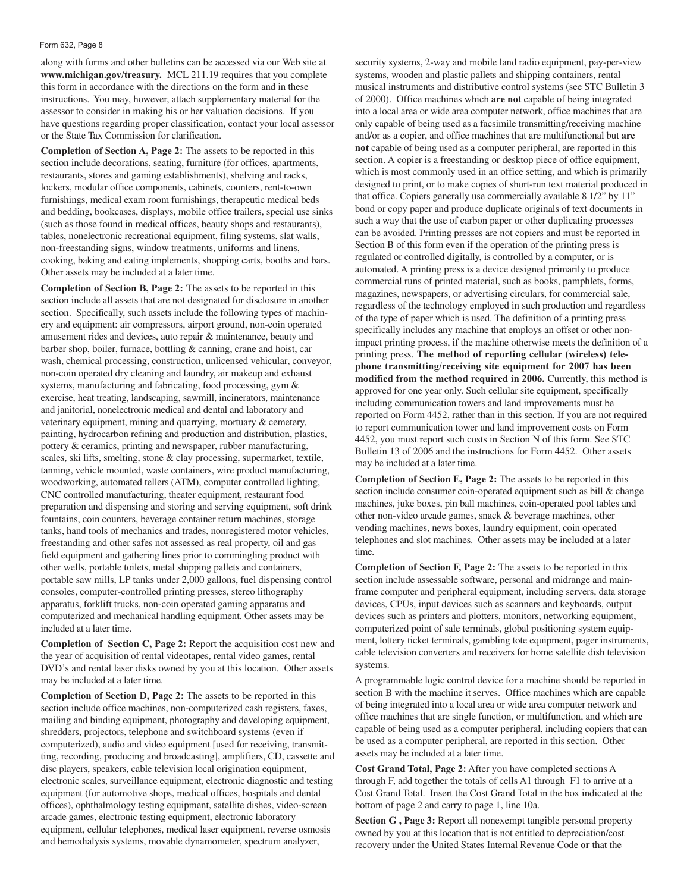along with forms and other bulletins can be accessed via our Web site at **www.michigan.gov/treasury.** MCL 211.19 requires that you complete this form in accordance with the directions on the form and in these instructions. You may, however, attach supplementary material for the assessor to consider in making his or her valuation decisions. If you have questions regarding proper classification, contact your local assessor or the State Tax Commission for clarification.

**Completion of Section A, Page 2:** The assets to be reported in this section include decorations, seating, furniture (for offices, apartments, restaurants, stores and gaming establishments), shelving and racks, lockers, modular office components, cabinets, counters, rent-to-own furnishings, medical exam room furnishings, therapeutic medical beds and bedding, bookcases, displays, mobile office trailers, special use sinks (such as those found in medical offices, beauty shops and restaurants), tables, nonelectronic recreational equipment, filing systems, slat walls, non-freestanding signs, window treatments, uniforms and linens, cooking, baking and eating implements, shopping carts, booths and bars. Other assets may be included at a later time.

**Completion of Section B, Page 2:** The assets to be reported in this section include all assets that are not designated for disclosure in another section. Specifically, such assets include the following types of machinery and equipment: air compressors, airport ground, non-coin operated amusement rides and devices, auto repair & maintenance, beauty and barber shop, boiler, furnace, bottling & canning, crane and hoist, car wash, chemical processing, construction, unlicensed vehicular, conveyor, non-coin operated dry cleaning and laundry, air makeup and exhaust systems, manufacturing and fabricating, food processing, gym & exercise, heat treating, landscaping, sawmill, incinerators, maintenance and janitorial, nonelectronic medical and dental and laboratory and veterinary equipment, mining and quarrying, mortuary & cemetery, painting, hydrocarbon refining and production and distribution, plastics, pottery & ceramics, printing and newspaper, rubber manufacturing, scales, ski lifts, smelting, stone & clay processing, supermarket, textile, tanning, vehicle mounted, waste containers, wire product manufacturing, woodworking, automated tellers (ATM), computer controlled lighting, CNC controlled manufacturing, theater equipment, restaurant food preparation and dispensing and storing and serving equipment, soft drink fountains, coin counters, beverage container return machines, storage tanks, hand tools of mechanics and trades, nonregistered motor vehicles, freestanding and other safes not assessed as real property, oil and gas field equipment and gathering lines prior to commingling product with other wells, portable toilets, metal shipping pallets and containers, portable saw mills, LP tanks under 2,000 gallons, fuel dispensing control consoles, computer-controlled printing presses, stereo lithography apparatus, forklift trucks, non-coin operated gaming apparatus and computerized and mechanical handling equipment. Other assets may be included at a later time.

**Completion of Section C, Page 2:** Report the acquisition cost new and the year of acquisition of rental videotapes, rental video games, rental DVD's and rental laser disks owned by you at this location. Other assets may be included at a later time.

**Completion of Section D, Page 2:** The assets to be reported in this section include office machines, non-computerized cash registers, faxes, mailing and binding equipment, photography and developing equipment, shredders, projectors, telephone and switchboard systems (even if computerized), audio and video equipment [used for receiving, transmitting, recording, producing and broadcasting], amplifiers, CD, cassette and disc players, speakers, cable television local origination equipment, electronic scales, surveillance equipment, electronic diagnostic and testing equipment (for automotive shops, medical offices, hospitals and dental offices), ophthalmology testing equipment, satellite dishes, video-screen arcade games, electronic testing equipment, electronic laboratory equipment, cellular telephones, medical laser equipment, reverse osmosis and hemodialysis systems, movable dynamometer, spectrum analyzer, security systems, 2-way and mobile land radio equipment, pay-per-view systems, wooden and plastic pallets and shipping containers, rental musical instruments and distributive control systems (see STC Bulletin 3 of 2000). Office machines which **are not** capable of being integrated into a local area or wide area computer network, office machines that are only capable of being used as a facsimile transmitting/receiving machine and/or as a copier, and office machines that are multifunctional but **are not** capable of being used as a computer peripheral, are reported in this section. A copier is a freestanding or desktop piece of office equipment, which is most commonly used in an office setting, and which is primarily designed to print, or to make copies of short-run text material produced in that office. Copiers generally use commercially available 8 1/2" by 11" bond or copy paper and produce duplicate originals of text documents in such a way that the use of carbon paper or other duplicating processes can be avoided. Printing presses are not copiers and must be reported in Section B of this form even if the operation of the printing press is regulated or controlled digitally, is controlled by a computer, or is automated. A printing press is a device designed primarily to produce commercial runs of printed material, such as books, pamphlets, forms, magazines, newspapers, or advertising circulars, for commercial sale, regardless of the technology employed in such production and regardless of the type of paper which is used. The definition of a printing press specifically includes any machine that employs an offset or other non-impact printing process, if the machine otherwise meets the definition of a printing press. **The method of reporting cellular (wireless) telephone transmitting/receiving site equipment for 2007 has been modified from the method required in 2006.** Currently, this method is approved for one year only. Such cellular site equipment, specifically including communication towers and land improvements must be reported on Form 4452, rather than in this section. If you are not required to report communication tower and land improvement costs on Form 4452, you must report such costs in Section N of this form. See STC Bulletin 13 of 2006 and the instructions for Form 4452. Other assets may be included at a later time.

**Completion of Section E, Page 2:** The assets to be reported in this section include consumer coin-operated equipment such as bill & change machines, juke boxes, pin ball machines, coin-operated pool tables and other non-video arcade games, snack & beverage machines, other vending machines, news boxes, laundry equipment, coin operated telephones and slot machines. Other assets may be included at a later time.

**Completion of Section F, Page 2:** The assets to be reported in this section include assessable software, personal and midrange and mainframe computer and peripheral equipment, including servers, data storage devices, CPUs, input devices such as scanners and keyboards, output devices such as printers and plotters, monitors, networking equipment, computerized point of sale terminals, global positioning system equipment, lottery ticket terminals, gambling tote equipment, pager instruments, cable television converters and receivers for home satellite dish television systems.

A programmable logic control device for a machine should be reported in section B with the machine it serves. Office machines which **are** capable of being integrated into a local area or wide area computer network and office machines that are single function, or multifunction, and which **are** capable of being used as a computer peripheral, including copiers that can be used as a computer peripheral, are reported in this section. Other assets may be included at a later time.

**Cost Grand Total, Page 2:** After you have completed sections A through F, add together the totals of cells A1 through F1 to arrive at a Cost Grand Total. Insert the Cost Grand Total in the box indicated at the bottom of page 2 and carry to page 1, line 10a.

**Section G , Page 3:** Report all nonexempt tangible personal property owned by you at this location that is not entitled to depreciation/cost recovery under the United States Internal Revenue Code **or** that the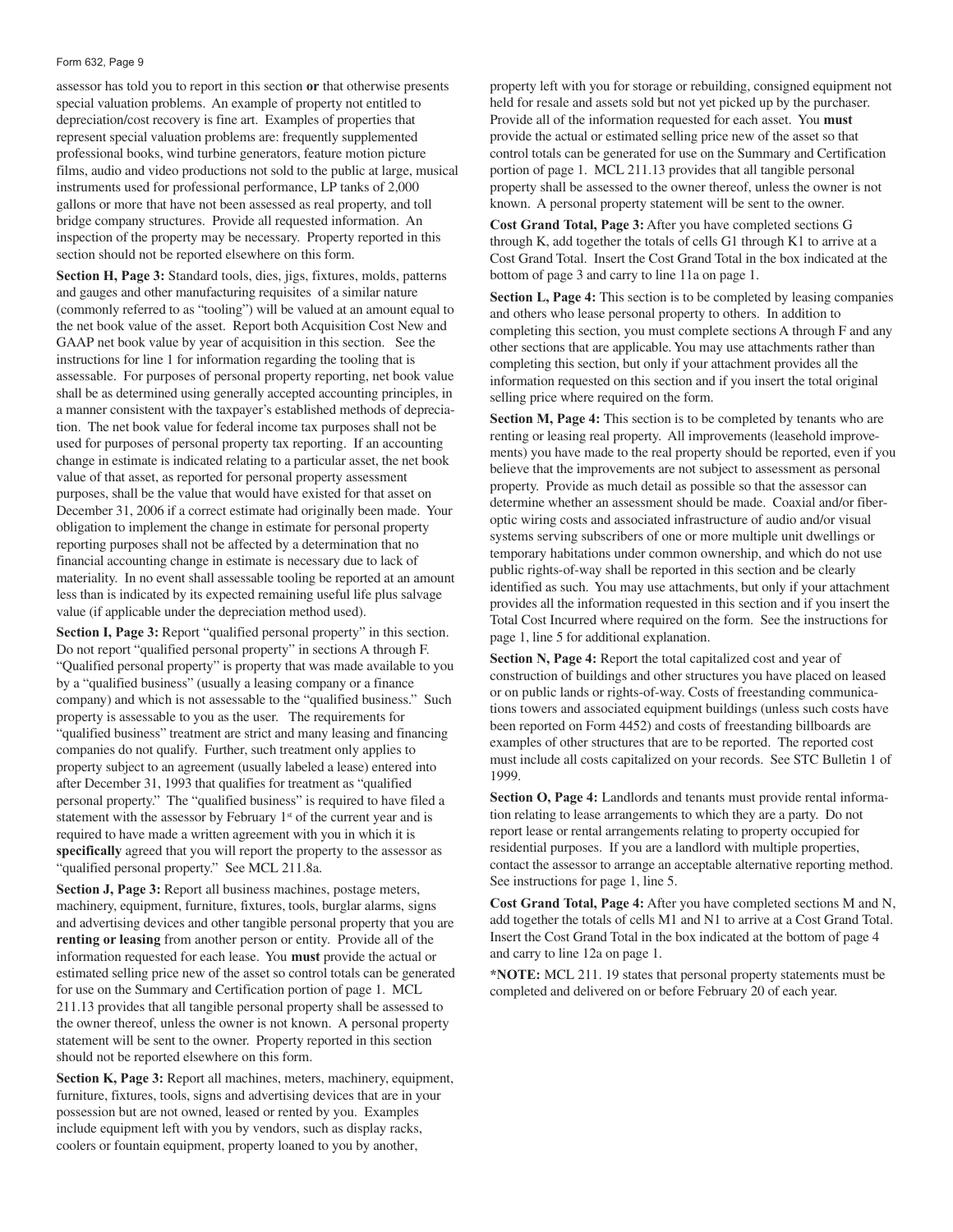assessor has told you to report in this section **or** that otherwise presents special valuation problems. An example of property not entitled to depreciation/cost recovery is fine art. Examples of properties that represent special valuation problems are: frequently supplemented professional books, wind turbine generators, feature motion picture films, audio and video productions not sold to the public at large, musical instruments used for professional performance, LP tanks of 2,000 gallons or more that have not been assessed as real property, and toll bridge company structures. Provide all requested information. An inspection of the property may be necessary. Property reported in this section should not be reported elsewhere on this form.

**Section H, Page 3:** Standard tools, dies, jigs, fixtures, molds, patterns and gauges and other manufacturing requisites of a similar nature (commonly referred to as "tooling") will be valued at an amount equal to the net book value of the asset. Report both Acquisition Cost New and GAAP net book value by year of acquisition in this section. See the instructions for line 1 for information regarding the tooling that is assessable. For purposes of personal property reporting, net book value shall be as determined using generally accepted accounting principles, in a manner consistent with the taxpayer's established methods of depreciation. The net book value for federal income tax purposes shall not be used for purposes of personal property tax reporting. If an accounting change in estimate is indicated relating to a particular asset, the net book value of that asset, as reported for personal property assessment purposes, shall be the value that would have existed for that asset on December 31, 2006 if a correct estimate had originally been made. Your obligation to implement the change in estimate for personal property reporting purposes shall not be affected by a determination that no financial accounting change in estimate is necessary due to lack of materiality. In no event shall assessable tooling be reported at an amount less than is indicated by its expected remaining useful life plus salvage value (if applicable under the depreciation method used).

**Section I, Page 3:** Report "qualified personal property" in this section. Do not report "qualified personal property" in sections A through F. "Qualified personal property" is property that was made available to you by a "qualified business" (usually a leasing company or a finance company) and which is not assessable to the "qualified business." Such property is assessable to you as the user. The requirements for "qualified business" treatment are strict and many leasing and financing companies do not qualify. Further, such treatment only applies to property subject to an agreement (usually labeled a lease) entered into after December 31, 1993 that qualifies for treatment as "qualified personal property." The "qualified business" is required to have filed a statement with the assessor by February 1st of the current year and is required to have made a written agreement with you in which it is **specifically** agreed that you will report the property to the assessor as "qualified personal property." See MCL 211.8a.

**Section J, Page 3:** Report all business machines, postage meters, machinery, equipment, furniture, fixtures, tools, burglar alarms, signs and advertising devices and other tangible personal property that you are **renting or leasing** from another person or entity. Provide all of the information requested for each lease. You **must** provide the actual or estimated selling price new of the asset so control totals can be generated for use on the Summary and Certification portion of page 1. MCL 211.13 provides that all tangible personal property shall be assessed to the owner thereof, unless the owner is not known. A personal property statement will be sent to the owner. Property reported in this section should not be reported elsewhere on this form.

**Section K, Page 3:** Report all machines, meters, machinery, equipment, furniture, fixtures, tools, signs and advertising devices that are in your possession but are not owned, leased or rented by you. Examples include equipment left with you by vendors, such as display racks, coolers or fountain equipment, property loaned to you by another, property left with you for storage or rebuilding, consigned equipment not held for resale and assets sold but not yet picked up by the purchaser. Provide all of the information requested for each asset. You **must** provide the actual or estimated selling price new of the asset so that control totals can be generated for use on the Summary and Certification portion of page 1. MCL 211.13 provides that all tangible personal property shall be assessed to the owner thereof, unless the owner is not known. A personal property statement will be sent to the owner.

**Cost Grand Total, Page 3:** After you have completed sections G through K, add together the totals of cells G1 through K1 to arrive at a Cost Grand Total. Insert the Cost Grand Total in the box indicated at the bottom of page 3 and carry to line 11a on page 1.

**Section L, Page 4:** This section is to be completed by leasing companies and others who lease personal property to others. In addition to completing this section, you must complete sections A through F and any other sections that are applicable. You may use attachments rather than completing this section, but only if your attachment provides all the information requested on this section and if you insert the total original selling price where required on the form.

**Section M, Page 4:** This section is to be completed by tenants who are renting or leasing real property. All improvements (leasehold improvements) you have made to the real property should be reported, even if you believe that the improvements are not subject to assessment as personal property. Provide as much detail as possible so that the assessor can determine whether an assessment should be made. Coaxial and/or fiber-optic wiring costs and associated infrastructure of audio and/or visual systems serving subscribers of one or more multiple unit dwellings or temporary habitations under common ownership, and which do not use public rights-of-way shall be reported in this section and be clearly identified as such. You may use attachments, but only if your attachment provides all the information requested in this section and if you insert the Total Cost Incurred where required on the form. See the instructions for page 1, line 5 for additional explanation.

**Section N, Page 4:** Report the total capitalized cost and year of construction of buildings and other structures you have placed on leased or on public lands or rights-of-way. Costs of freestanding communications towers and associated equipment buildings (unless such costs have been reported on Form 4452) and costs of freestanding billboards are examples of other structures that are to be reported. The reported cost must include all costs capitalized on your records. See STC Bulletin 1 of 1999.

**Section O, Page 4:** Landlords and tenants must provide rental information relating to lease arrangements to which they are a party. Do not report lease or rental arrangements relating to property occupied for residential purposes. If you are a landlord with multiple properties, contact the assessor to arrange an acceptable alternative reporting method. See instructions for page 1, line 5.

**Cost Grand Total, Page 4:** After you have completed sections M and N, add together the totals of cells M1 and N1 to arrive at a Cost Grand Total. Insert the Cost Grand Total in the box indicated at the bottom of page 4 and carry to line 12a on page 1.

***NOTE:** MCL 211. 19 states that personal property statements must be completed and delivered on or before February 20 of each year.